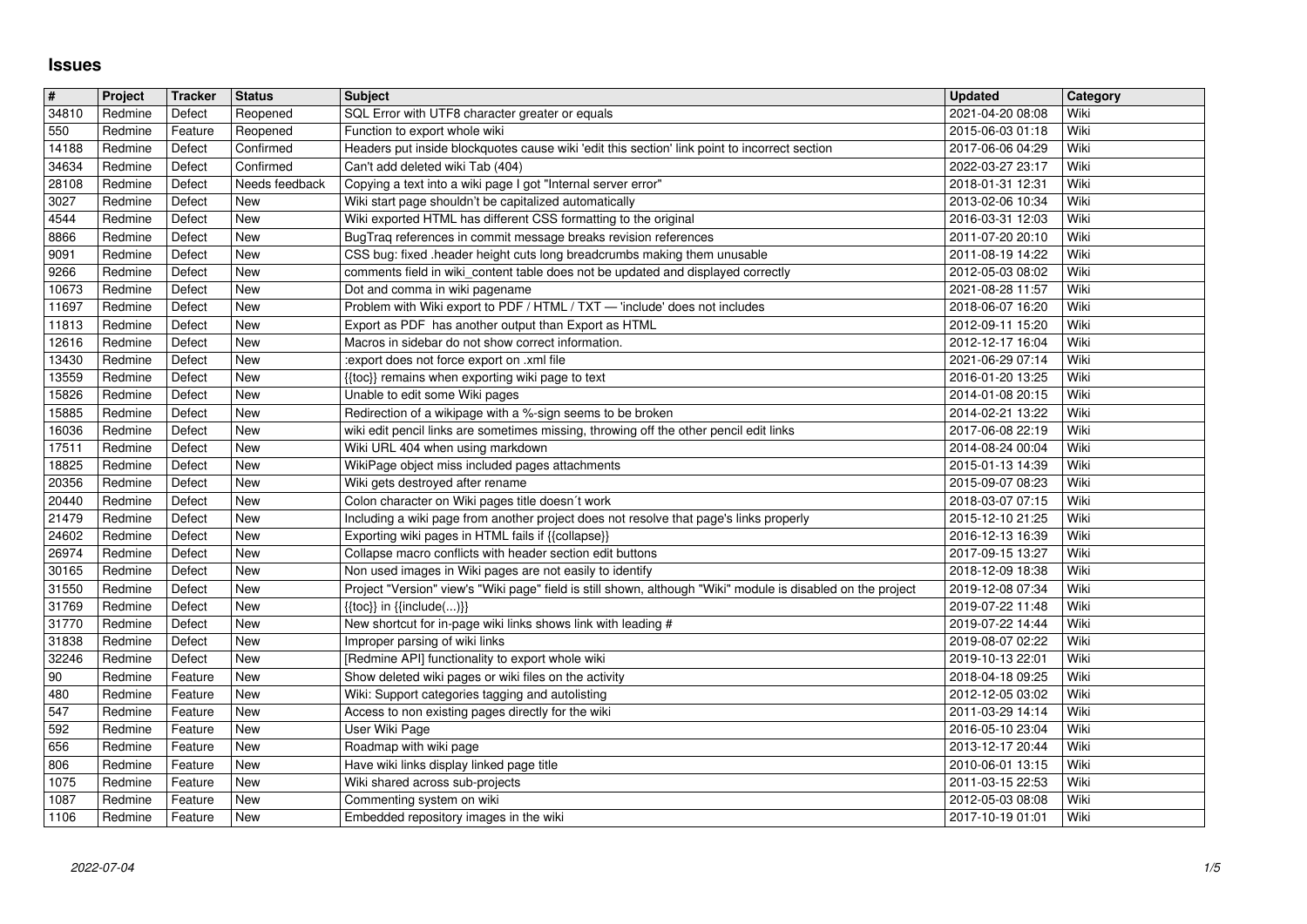# Issues

| # | Project | Tracker | Status | Subject | Updated | Category |
|---|---|---|---|---|---|---|
| 34810 | Redmine | Defect | Reopened | SQL Error with UTF8 character greater or equals | 2021-04-20 08:08 | Wiki |
| 550 | Redmine | Feature | Reopened | Function to export whole wiki | 2015-06-03 01:18 | Wiki |
| 14188 | Redmine | Defect | Confirmed | Headers put inside blockquotes cause wiki 'edit this section' link point to incorrect section | 2017-06-06 04:29 | Wiki |
| 34634 | Redmine | Defect | Confirmed | Can't add deleted wiki Tab (404) | 2022-03-27 23:17 | Wiki |
| 28108 | Redmine | Defect | Needs feedback | Copying a text into a wiki page I got "Internal server error" | 2018-01-31 12:31 | Wiki |
| 3027 | Redmine | Defect | New | Wiki start page shouldn't be capitalized automatically | 2013-02-06 10:34 | Wiki |
| 4544 | Redmine | Defect | New | Wiki exported HTML has different CSS formatting to the original | 2016-03-31 12:03 | Wiki |
| 8866 | Redmine | Defect | New | BugTraq references in commit message breaks revision references | 2011-07-20 20:10 | Wiki |
| 9091 | Redmine | Defect | New | CSS bug: fixed .header height cuts long breadcrumbs making them unusable | 2011-08-19 14:22 | Wiki |
| 9266 | Redmine | Defect | New | comments field in wiki_content table does not be updated and displayed correctly | 2012-05-03 08:02 | Wiki |
| 10673 | Redmine | Defect | New | Dot and comma in wiki pagename | 2021-08-28 11:57 | Wiki |
| 11697 | Redmine | Defect | New | Problem with Wiki export to PDF / HTML / TXT — 'include' does not includes | 2018-06-07 16:20 | Wiki |
| 11813 | Redmine | Defect | New | Export as PDF has another output than Export as HTML | 2012-09-11 15:20 | Wiki |
| 12616 | Redmine | Defect | New | Macros in sidebar do not show correct information. | 2012-12-17 16:04 | Wiki |
| 13430 | Redmine | Defect | New | :export does not force export on .xml file | 2021-06-29 07:14 | Wiki |
| 13559 | Redmine | Defect | New | {{toc}} remains when exporting wiki page to text | 2016-01-20 13:25 | Wiki |
| 15826 | Redmine | Defect | New | Unable to edit some Wiki pages | 2014-01-08 20:15 | Wiki |
| 15885 | Redmine | Defect | New | Redirection of a wikipage with a %-sign seems to be broken | 2014-02-21 13:22 | Wiki |
| 16036 | Redmine | Defect | New | wiki edit pencil links are sometimes missing, throwing off the other pencil edit links | 2017-06-08 22:19 | Wiki |
| 17511 | Redmine | Defect | New | Wiki URL 404 when using markdown | 2014-08-24 00:04 | Wiki |
| 18825 | Redmine | Defect | New | WikiPage object miss included pages attachments | 2015-01-13 14:39 | Wiki |
| 20356 | Redmine | Defect | New | Wiki gets destroyed after rename | 2015-09-07 08:23 | Wiki |
| 20440 | Redmine | Defect | New | Colon character on Wiki pages title doesn´t work | 2018-03-07 07:15 | Wiki |
| 21479 | Redmine | Defect | New | Including a wiki page from another project does not resolve that page's links properly | 2015-12-10 21:25 | Wiki |
| 24602 | Redmine | Defect | New | Exporting wiki pages in HTML fails if {{collapse}} | 2016-12-13 16:39 | Wiki |
| 26974 | Redmine | Defect | New | Collapse macro conflicts with header section edit buttons | 2017-09-15 13:27 | Wiki |
| 30165 | Redmine | Defect | New | Non used images in Wiki pages are not easily to identify | 2018-12-09 18:38 | Wiki |
| 31550 | Redmine | Defect | New | Project "Version" view's "Wiki page" field is still shown, although "Wiki" module is disabled on the project | 2019-12-08 07:34 | Wiki |
| 31769 | Redmine | Defect | New | {{toc}} in {{include(...)}} | 2019-07-22 11:48 | Wiki |
| 31770 | Redmine | Defect | New | New shortcut for in-page wiki links shows link with leading # | 2019-07-22 14:44 | Wiki |
| 31838 | Redmine | Defect | New | Improper parsing of wiki links | 2019-08-07 02:22 | Wiki |
| 32246 | Redmine | Defect | New | [Redmine API] functionality to export whole wiki | 2019-10-13 22:01 | Wiki |
| 90 | Redmine | Feature | New | Show deleted wiki pages or wiki files on the activity | 2018-04-18 09:25 | Wiki |
| 480 | Redmine | Feature | New | Wiki: Support categories tagging and autolisting | 2012-12-05 03:02 | Wiki |
| 547 | Redmine | Feature | New | Access to non existing pages directly for the wiki | 2011-03-29 14:14 | Wiki |
| 592 | Redmine | Feature | New | User Wiki Page | 2016-05-10 23:04 | Wiki |
| 656 | Redmine | Feature | New | Roadmap with wiki page | 2013-12-17 20:44 | Wiki |
| 806 | Redmine | Feature | New | Have wiki links display linked page title | 2010-06-01 13:15 | Wiki |
| 1075 | Redmine | Feature | New | Wiki shared across sub-projects | 2011-03-15 22:53 | Wiki |
| 1087 | Redmine | Feature | New | Commenting system on wiki | 2012-05-03 08:08 | Wiki |
| 1106 | Redmine | Feature | New | Embedded repository images in the wiki | 2017-10-19 01:01 | Wiki |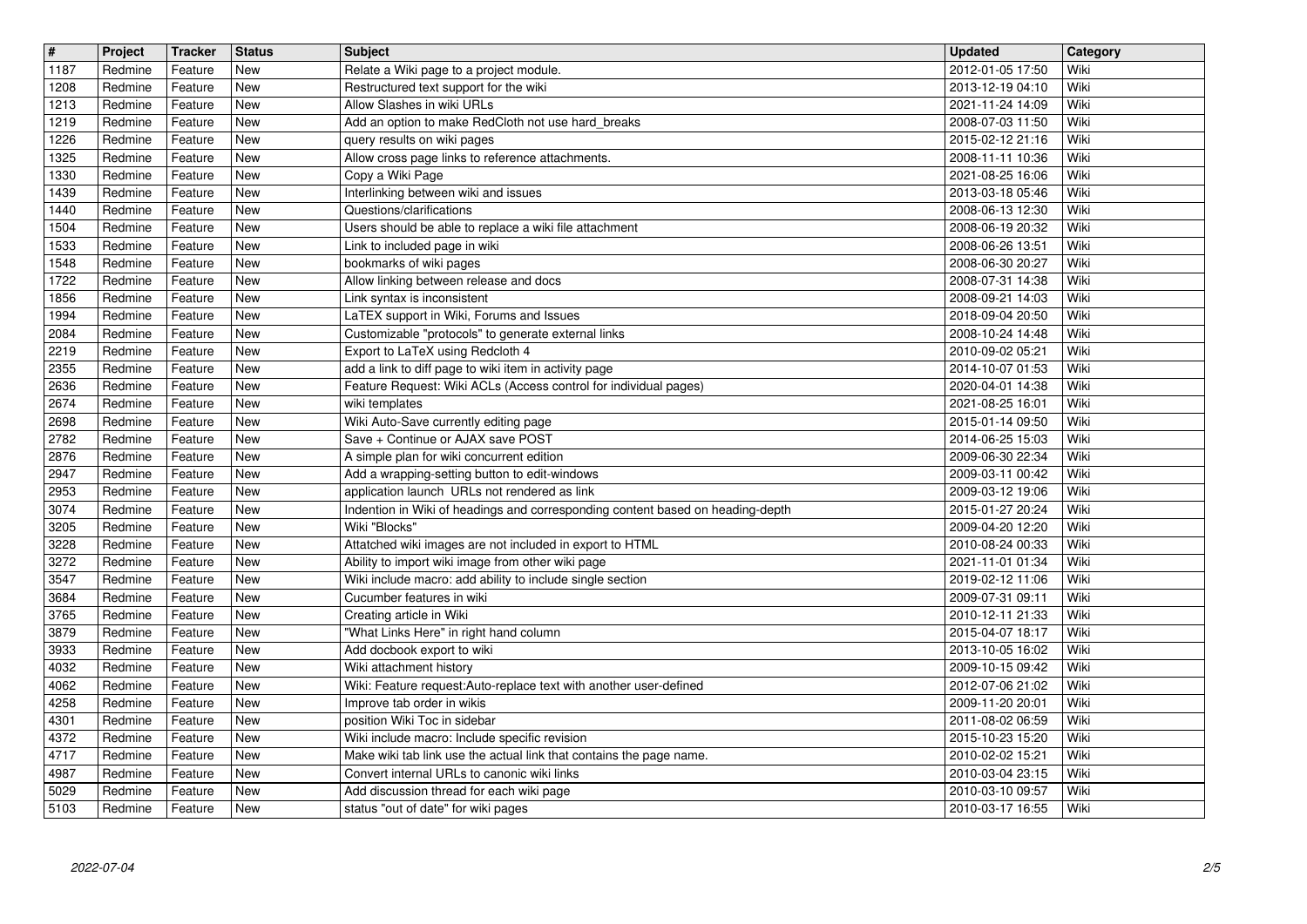| # | Project | Tracker | Status | Subject | Updated | Category |
|---|---|---|---|---|---|---|
| 1187 | Redmine | Feature | New | Relate a Wiki page to a project module. | 2012-01-05 17:50 | Wiki |
| 1208 | Redmine | Feature | New | Restructured text support for the wiki | 2013-12-19 04:10 | Wiki |
| 1213 | Redmine | Feature | New | Allow Slashes in wiki URLs | 2021-11-24 14:09 | Wiki |
| 1219 | Redmine | Feature | New | Add an option to make RedCloth not use hard_breaks | 2008-07-03 11:50 | Wiki |
| 1226 | Redmine | Feature | New | query results on wiki pages | 2015-02-12 21:16 | Wiki |
| 1325 | Redmine | Feature | New | Allow cross page links to reference attachments. | 2008-11-11 10:36 | Wiki |
| 1330 | Redmine | Feature | New | Copy a Wiki Page | 2021-08-25 16:06 | Wiki |
| 1439 | Redmine | Feature | New | Interlinking between wiki and issues | 2013-03-18 05:46 | Wiki |
| 1440 | Redmine | Feature | New | Questions/clarifications | 2008-06-13 12:30 | Wiki |
| 1504 | Redmine | Feature | New | Users should be able to replace a wiki file attachment | 2008-06-19 20:32 | Wiki |
| 1533 | Redmine | Feature | New | Link to included page in wiki | 2008-06-26 13:51 | Wiki |
| 1548 | Redmine | Feature | New | bookmarks of wiki pages | 2008-06-30 20:27 | Wiki |
| 1722 | Redmine | Feature | New | Allow linking between release and docs | 2008-07-31 14:38 | Wiki |
| 1856 | Redmine | Feature | New | Link syntax is inconsistent | 2008-09-21 14:03 | Wiki |
| 1994 | Redmine | Feature | New | LaTEX support in Wiki, Forums and Issues | 2018-09-04 20:50 | Wiki |
| 2084 | Redmine | Feature | New | Customizable "protocols" to generate external links | 2008-10-24 14:48 | Wiki |
| 2219 | Redmine | Feature | New | Export to LaTeX using Redcloth 4 | 2010-09-02 05:21 | Wiki |
| 2355 | Redmine | Feature | New | add a link to diff page to wiki item in activity page | 2014-10-07 01:53 | Wiki |
| 2636 | Redmine | Feature | New | Feature Request: Wiki ACLs (Access control for individual pages) | 2020-04-01 14:38 | Wiki |
| 2674 | Redmine | Feature | New | wiki templates | 2021-08-25 16:01 | Wiki |
| 2698 | Redmine | Feature | New | Wiki Auto-Save currently editing page | 2015-01-14 09:50 | Wiki |
| 2782 | Redmine | Feature | New | Save + Continue or AJAX save POST | 2014-06-25 15:03 | Wiki |
| 2876 | Redmine | Feature | New | A simple plan for wiki concurrent edition | 2009-06-30 22:34 | Wiki |
| 2947 | Redmine | Feature | New | Add a wrapping-setting button to edit-windows | 2009-03-11 00:42 | Wiki |
| 2953 | Redmine | Feature | New | application launch URLs not rendered as link | 2009-03-12 19:06 | Wiki |
| 3074 | Redmine | Feature | New | Indention in Wiki of headings and corresponding content based on heading-depth | 2015-01-27 20:24 | Wiki |
| 3205 | Redmine | Feature | New | Wiki "Blocks" | 2009-04-20 12:20 | Wiki |
| 3228 | Redmine | Feature | New | Attatched wiki images are not included in export to HTML | 2010-08-24 00:33 | Wiki |
| 3272 | Redmine | Feature | New | Ability to import wiki image from other wiki page | 2021-11-01 01:34 | Wiki |
| 3547 | Redmine | Feature | New | Wiki include macro: add ability to include single section | 2019-02-12 11:06 | Wiki |
| 3684 | Redmine | Feature | New | Cucumber features in wiki | 2009-07-31 09:11 | Wiki |
| 3765 | Redmine | Feature | New | Creating article in Wiki | 2010-12-11 21:33 | Wiki |
| 3879 | Redmine | Feature | New | "What Links Here" in right hand column | 2015-04-07 18:17 | Wiki |
| 3933 | Redmine | Feature | New | Add docbook export to wiki | 2013-10-05 16:02 | Wiki |
| 4032 | Redmine | Feature | New | Wiki attachment history | 2009-10-15 09:42 | Wiki |
| 4062 | Redmine | Feature | New | Wiki: Feature request:Auto-replace text with another user-defined | 2012-07-06 21:02 | Wiki |
| 4258 | Redmine | Feature | New | Improve tab order in wikis | 2009-11-20 20:01 | Wiki |
| 4301 | Redmine | Feature | New | position Wiki Toc in sidebar | 2011-08-02 06:59 | Wiki |
| 4372 | Redmine | Feature | New | Wiki include macro: Include specific revision | 2015-10-23 15:20 | Wiki |
| 4717 | Redmine | Feature | New | Make wiki tab link use the actual link that contains the page name. | 2010-02-02 15:21 | Wiki |
| 4987 | Redmine | Feature | New | Convert internal URLs to canonic wiki links | 2010-03-04 23:15 | Wiki |
| 5029 | Redmine | Feature | New | Add discussion thread for each wiki page | 2010-03-10 09:57 | Wiki |
| 5103 | Redmine | Feature | New | status "out of date" for wiki pages | 2010-03-17 16:55 | Wiki |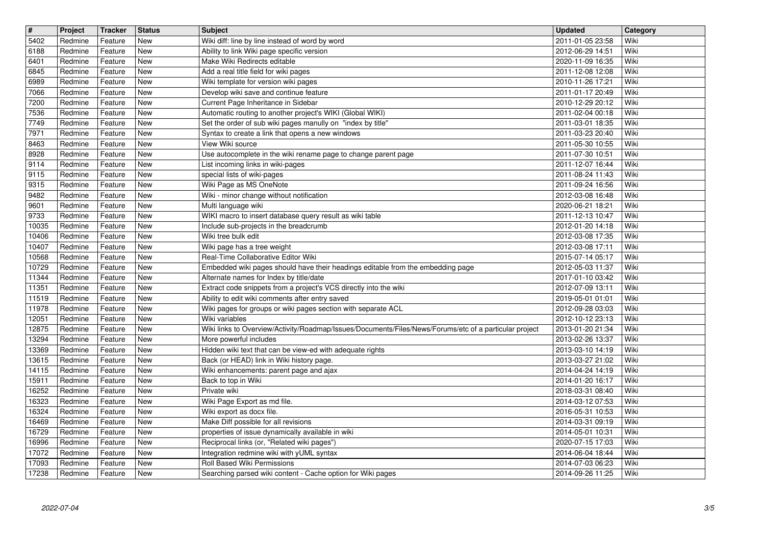| # | Project | Tracker | Status | Subject | Updated | Category |
| --- | --- | --- | --- | --- | --- | --- |
| 5402 | Redmine | Feature | New | Wiki diff: line by line instead of word by word | 2011-01-05 23:58 | Wiki |
| 6188 | Redmine | Feature | New | Ability to link Wiki page specific version | 2012-06-29 14:51 | Wiki |
| 6401 | Redmine | Feature | New | Make Wiki Redirects editable | 2020-11-09 16:35 | Wiki |
| 6845 | Redmine | Feature | New | Add a real title field for wiki pages | 2011-12-08 12:08 | Wiki |
| 6989 | Redmine | Feature | New | Wiki template for version wiki pages | 2010-11-26 17:21 | Wiki |
| 7066 | Redmine | Feature | New | Develop wiki save and continue feature | 2011-01-17 20:49 | Wiki |
| 7200 | Redmine | Feature | New | Current Page Inheritance in Sidebar | 2010-12-29 20:12 | Wiki |
| 7536 | Redmine | Feature | New | Automatic routing to another project's WIKI (Global WIKI) | 2011-02-04 00:18 | Wiki |
| 7749 | Redmine | Feature | New | Set the order of sub wiki pages manully on "index by title" | 2011-03-01 18:35 | Wiki |
| 7971 | Redmine | Feature | New | Syntax to create a link that opens a new windows | 2011-03-23 20:40 | Wiki |
| 8463 | Redmine | Feature | New | View Wiki source | 2011-05-30 10:55 | Wiki |
| 8928 | Redmine | Feature | New | Use autocomplete in the wiki rename page to change parent page | 2011-07-30 10:51 | Wiki |
| 9114 | Redmine | Feature | New | List incoming links in wiki-pages | 2011-12-07 16:44 | Wiki |
| 9115 | Redmine | Feature | New | special lists of wiki-pages | 2011-08-24 11:43 | Wiki |
| 9315 | Redmine | Feature | New | Wiki Page as MS OneNote | 2011-09-24 16:56 | Wiki |
| 9482 | Redmine | Feature | New | Wiki - minor change without notification | 2012-03-08 16:48 | Wiki |
| 9601 | Redmine | Feature | New | Multi language wiki | 2020-06-21 18:21 | Wiki |
| 9733 | Redmine | Feature | New | WIKI macro to insert database query result as wiki table | 2011-12-13 10:47 | Wiki |
| 10035 | Redmine | Feature | New | Include sub-projects in the breadcrumb | 2012-01-20 14:18 | Wiki |
| 10406 | Redmine | Feature | New | Wiki tree bulk edit | 2012-03-08 17:35 | Wiki |
| 10407 | Redmine | Feature | New | Wiki page has a tree weight | 2012-03-08 17:11 | Wiki |
| 10568 | Redmine | Feature | New | Real-Time Collaborative Editor Wiki | 2015-07-14 05:17 | Wiki |
| 10729 | Redmine | Feature | New | Embedded wiki pages should have their headings editable from the embedding page | 2012-05-03 11:37 | Wiki |
| 11344 | Redmine | Feature | New | Alternate names for Index by title/date | 2017-01-10 03:42 | Wiki |
| 11351 | Redmine | Feature | New | Extract code snippets from a project's VCS directly into the wiki | 2012-07-09 13:11 | Wiki |
| 11519 | Redmine | Feature | New | Ability to edit wiki comments after entry saved | 2019-05-01 01:01 | Wiki |
| 11978 | Redmine | Feature | New | Wiki pages for groups or wiki pages section with separate ACL | 2012-09-28 03:03 | Wiki |
| 12051 | Redmine | Feature | New | Wiki variables | 2012-10-12 23:13 | Wiki |
| 12875 | Redmine | Feature | New | Wiki links to Overview/Activity/Roadmap/Issues/Documents/Files/News/Forums/etc of a particular project | 2013-01-20 21:34 | Wiki |
| 13294 | Redmine | Feature | New | More powerful includes | 2013-02-26 13:37 | Wiki |
| 13369 | Redmine | Feature | New | Hidden wiki text that can be view-ed with adequate rights | 2013-03-10 14:19 | Wiki |
| 13615 | Redmine | Feature | New | Back (or HEAD) link in Wiki history page. | 2013-03-27 21:02 | Wiki |
| 14115 | Redmine | Feature | New | Wiki enhancements: parent page and ajax | 2014-04-24 14:19 | Wiki |
| 15911 | Redmine | Feature | New | Back to top in Wiki | 2014-01-20 16:17 | Wiki |
| 16252 | Redmine | Feature | New | Private wiki | 2018-03-31 08:40 | Wiki |
| 16323 | Redmine | Feature | New | Wiki Page Export as md file. | 2014-03-12 07:53 | Wiki |
| 16324 | Redmine | Feature | New | Wiki export as docx file. | 2016-05-31 10:53 | Wiki |
| 16469 | Redmine | Feature | New | Make Diff possible for all revisions | 2014-03-31 09:19 | Wiki |
| 16729 | Redmine | Feature | New | properties of issue dynamically available in wiki | 2014-05-01 10:31 | Wiki |
| 16996 | Redmine | Feature | New | Reciprocal links (or, "Related wiki pages") | 2020-07-15 17:03 | Wiki |
| 17072 | Redmine | Feature | New | Integration redmine wiki with yUML syntax | 2014-06-04 18:44 | Wiki |
| 17093 | Redmine | Feature | New | Roll Based Wiki Permissions | 2014-07-03 06:23 | Wiki |
| 17238 | Redmine | Feature | New | Searching parsed wiki content - Cache option for Wiki pages | 2014-09-26 11:25 | Wiki |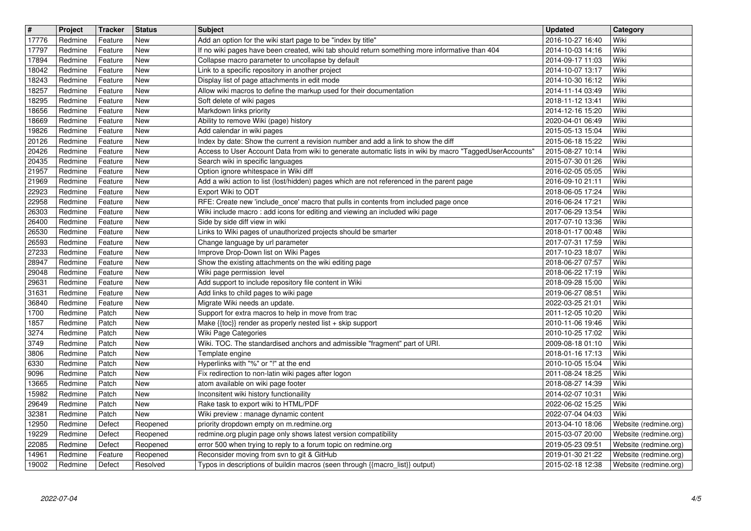| # | Project | Tracker | Status | Subject | Updated | Category |
| --- | --- | --- | --- | --- | --- | --- |
| 17776 | Redmine | Feature | New | Add an option for the wiki start page to be "index by title" | 2016-10-27 16:40 | Wiki |
| 17797 | Redmine | Feature | New | If no wiki pages have been created, wiki tab should return something more informative than 404 | 2014-10-03 14:16 | Wiki |
| 17894 | Redmine | Feature | New | Collapse macro parameter to uncollapse by default | 2014-09-17 11:03 | Wiki |
| 18042 | Redmine | Feature | New | Link to a specific repository in another project | 2014-10-07 13:17 | Wiki |
| 18243 | Redmine | Feature | New | Display list of page attachments in edit mode | 2014-10-30 16:12 | Wiki |
| 18257 | Redmine | Feature | New | Allow wiki macros to define the markup used for their documentation | 2014-11-14 03:49 | Wiki |
| 18295 | Redmine | Feature | New | Soft delete of wiki pages | 2018-11-12 13:41 | Wiki |
| 18656 | Redmine | Feature | New | Markdown links priority | 2014-12-16 15:20 | Wiki |
| 18669 | Redmine | Feature | New | Ability to remove Wiki (page) history | 2020-04-01 06:49 | Wiki |
| 19826 | Redmine | Feature | New | Add calendar in wiki pages | 2015-05-13 15:04 | Wiki |
| 20126 | Redmine | Feature | New | Index by date: Show the current a revision number and add a link to show the diff | 2015-06-18 15:22 | Wiki |
| 20426 | Redmine | Feature | New | Access to User Account Data from wiki to generate automatic lists in wiki by macro "TaggedUserAccounts" | 2015-08-27 10:14 | Wiki |
| 20435 | Redmine | Feature | New | Search wiki in specific languages | 2015-07-30 01:26 | Wiki |
| 21957 | Redmine | Feature | New | Option ignore whitespace in Wiki diff | 2016-02-05 05:05 | Wiki |
| 21969 | Redmine | Feature | New | Add a wiki action to list (lost/hidden) pages which are not referenced in the parent page | 2016-09-10 21:11 | Wiki |
| 22923 | Redmine | Feature | New | Export Wiki to ODT | 2018-06-05 17:24 | Wiki |
| 22958 | Redmine | Feature | New | RFE: Create new 'include_once' macro that pulls in contents from included page once | 2016-06-24 17:21 | Wiki |
| 26303 | Redmine | Feature | New | Wiki include macro : add icons for editing and viewing an included wiki page | 2017-06-29 13:54 | Wiki |
| 26400 | Redmine | Feature | New | Side by side diff view in wiki | 2017-07-10 13:36 | Wiki |
| 26530 | Redmine | Feature | New | Links to Wiki pages of unauthorized projects should be smarter | 2018-01-17 00:48 | Wiki |
| 26593 | Redmine | Feature | New | Change language by url parameter | 2017-07-31 17:59 | Wiki |
| 27233 | Redmine | Feature | New | Improve Drop-Down list on Wiki Pages | 2017-10-23 18:07 | Wiki |
| 28947 | Redmine | Feature | New | Show the existing attachments on the wiki editing page | 2018-06-27 07:57 | Wiki |
| 29048 | Redmine | Feature | New | Wiki page permission level | 2018-06-22 17:19 | Wiki |
| 29631 | Redmine | Feature | New | Add support to include repository file content in Wiki | 2018-09-28 15:00 | Wiki |
| 31631 | Redmine | Feature | New | Add links to child pages to wiki page | 2019-06-27 08:51 | Wiki |
| 36840 | Redmine | Feature | New | Migrate Wiki needs an update. | 2022-03-25 21:01 | Wiki |
| 1700 | Redmine | Patch | New | Support for extra macros to help in move from trac | 2011-12-05 10:20 | Wiki |
| 1857 | Redmine | Patch | New | Make {{toc}} render as properly nested list + skip support | 2010-11-06 19:46 | Wiki |
| 3274 | Redmine | Patch | New | Wiki Page Categories | 2010-10-25 17:02 | Wiki |
| 3749 | Redmine | Patch | New | Wiki. TOC. The standardised anchors and admissible "fragment" part of URI. | 2009-08-18 01:10 | Wiki |
| 3806 | Redmine | Patch | New | Template engine | 2018-01-16 17:13 | Wiki |
| 6330 | Redmine | Patch | New | Hyperlinks with "%" or "!" at the end | 2010-10-05 15:04 | Wiki |
| 9096 | Redmine | Patch | New | Fix redirection to non-latin wiki pages after logon | 2011-08-24 18:25 | Wiki |
| 13665 | Redmine | Patch | New | atom available on wiki page footer | 2018-08-27 14:39 | Wiki |
| 15982 | Redmine | Patch | New | Inconsitent wiki history functionaility | 2014-02-07 10:31 | Wiki |
| 29649 | Redmine | Patch | New | Rake task to export wiki to HTML/PDF | 2022-06-02 15:25 | Wiki |
| 32381 | Redmine | Patch | New | Wiki preview : manage dynamic content | 2022-07-04 04:03 | Wiki |
| 12950 | Redmine | Defect | Reopened | priority dropdown empty on m.redmine.org | 2013-04-10 18:06 | Website (redmine.org) |
| 19229 | Redmine | Defect | Reopened | redmine.org plugin page only shows latest version compatibility | 2015-03-07 20:00 | Website (redmine.org) |
| 22085 | Redmine | Defect | Reopened | error 500 when trying to reply to a forum topic on redmine.org | 2019-05-23 09:51 | Website (redmine.org) |
| 14961 | Redmine | Feature | Reopened | Reconsider moving from svn to git & GitHub | 2019-01-30 21:22 | Website (redmine.org) |
| 19002 | Redmine | Defect | Resolved | Typos in descriptions of buildin macros (seen through {{macro_list}} output) | 2015-02-18 12:38 | Website (redmine.org) |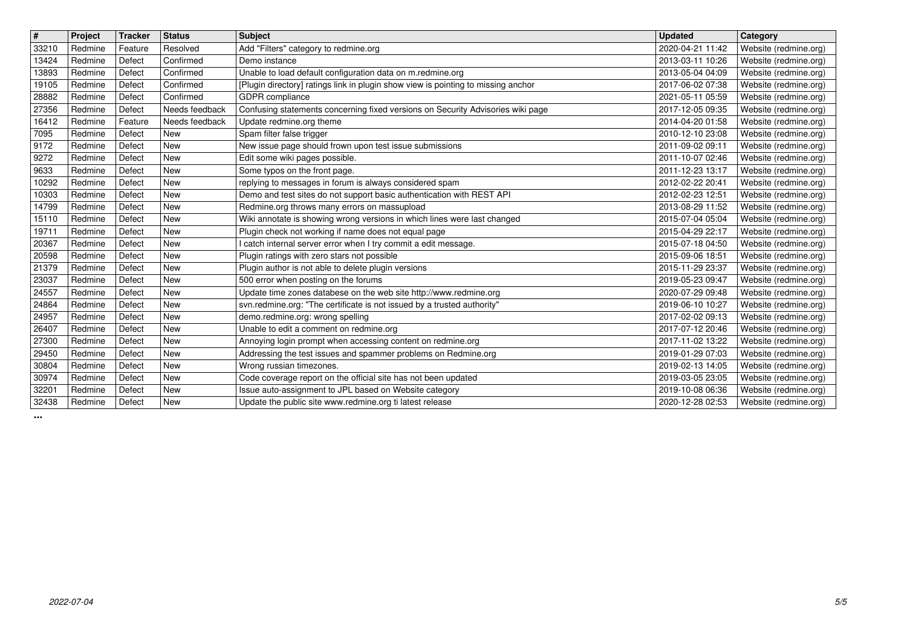| # | Project | Tracker | Status | Subject | Updated | Category |
|---|---|---|---|---|---|---|
| 33210 | Redmine | Feature | Resolved | Add "Filters" category to redmine.org | 2020-04-21 11:42 | Website (redmine.org) |
| 13424 | Redmine | Defect | Confirmed | Demo instance | 2013-03-11 10:26 | Website (redmine.org) |
| 13893 | Redmine | Defect | Confirmed | Unable to load default configuration data on m.redmine.org | 2013-05-04 04:09 | Website (redmine.org) |
| 19105 | Redmine | Defect | Confirmed | [Plugin directory] ratings link in plugin show view is pointing to missing anchor | 2017-06-02 07:38 | Website (redmine.org) |
| 28882 | Redmine | Defect | Confirmed | GDPR compliance | 2021-05-11 05:59 | Website (redmine.org) |
| 27356 | Redmine | Defect | Needs feedback | Confusing statements concerning fixed versions on Security Advisories wiki page | 2017-12-05 09:35 | Website (redmine.org) |
| 16412 | Redmine | Feature | Needs feedback | Update redmine.org theme | 2014-04-20 01:58 | Website (redmine.org) |
| 7095 | Redmine | Defect | New | Spam filter false trigger | 2010-12-10 23:08 | Website (redmine.org) |
| 9172 | Redmine | Defect | New | New issue page should frown upon test issue submissions | 2011-09-02 09:11 | Website (redmine.org) |
| 9272 | Redmine | Defect | New | Edit some wiki pages possible. | 2011-10-07 02:46 | Website (redmine.org) |
| 9633 | Redmine | Defect | New | Some typos on the front page. | 2011-12-23 13:17 | Website (redmine.org) |
| 10292 | Redmine | Defect | New | replying to messages in forum is always considered spam | 2012-02-22 20:41 | Website (redmine.org) |
| 10303 | Redmine | Defect | New | Demo and test sites do not support basic authentication with REST API | 2012-02-23 12:51 | Website (redmine.org) |
| 14799 | Redmine | Defect | New | Redmine.org throws many errors on massupload | 2013-08-29 11:52 | Website (redmine.org) |
| 15110 | Redmine | Defect | New | Wiki annotate is showing wrong versions in which lines were last changed | 2015-07-04 05:04 | Website (redmine.org) |
| 19711 | Redmine | Defect | New | Plugin check not working if name does not equal page | 2015-04-29 22:17 | Website (redmine.org) |
| 20367 | Redmine | Defect | New | I catch internal server error when I try commit a edit message. | 2015-07-18 04:50 | Website (redmine.org) |
| 20598 | Redmine | Defect | New | Plugin ratings with zero stars not possible | 2015-09-06 18:51 | Website (redmine.org) |
| 21379 | Redmine | Defect | New | Plugin author is not able to delete plugin versions | 2015-11-29 23:37 | Website (redmine.org) |
| 23037 | Redmine | Defect | New | 500 error when posting on the forums | 2019-05-23 09:47 | Website (redmine.org) |
| 24557 | Redmine | Defect | New | Update time zones databese on the web site http://www.redmine.org | 2020-07-29 09:48 | Website (redmine.org) |
| 24864 | Redmine | Defect | New | svn.redmine.org: "The certificate is not issued by a trusted authority" | 2019-06-10 10:27 | Website (redmine.org) |
| 24957 | Redmine | Defect | New | demo.redmine.org: wrong spelling | 2017-02-02 09:13 | Website (redmine.org) |
| 26407 | Redmine | Defect | New | Unable to edit a comment on redmine.org | 2017-07-12 20:46 | Website (redmine.org) |
| 27300 | Redmine | Defect | New | Annoying login prompt when accessing content on redmine.org | 2017-11-02 13:22 | Website (redmine.org) |
| 29450 | Redmine | Defect | New | Addressing the test issues and spammer problems on Redmine.org | 2019-01-29 07:03 | Website (redmine.org) |
| 30804 | Redmine | Defect | New | Wrong russian timezones. | 2019-02-13 14:05 | Website (redmine.org) |
| 30974 | Redmine | Defect | New | Code coverage report on the official site has not been updated | 2019-03-05 23:05 | Website (redmine.org) |
| 32201 | Redmine | Defect | New | Issue auto-assignment to JPL based on Website category | 2019-10-08 06:36 | Website (redmine.org) |
| 32438 | Redmine | Defect | New | Update the public site www.redmine.org ti latest release | 2020-12-28 02:53 | Website (redmine.org) |

...